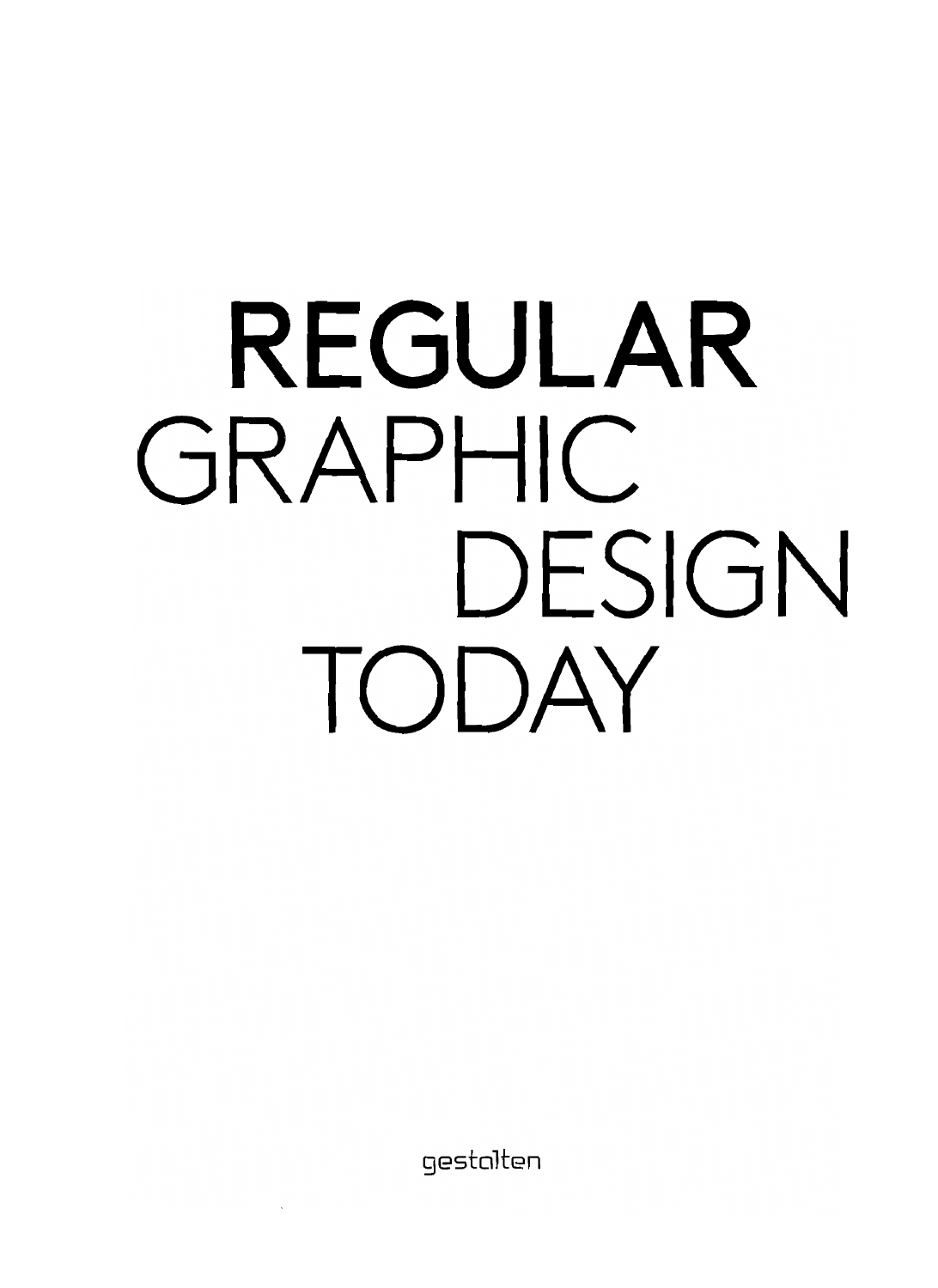# REGULAR
# GRAPHIC DESIGN TODAY

gestalten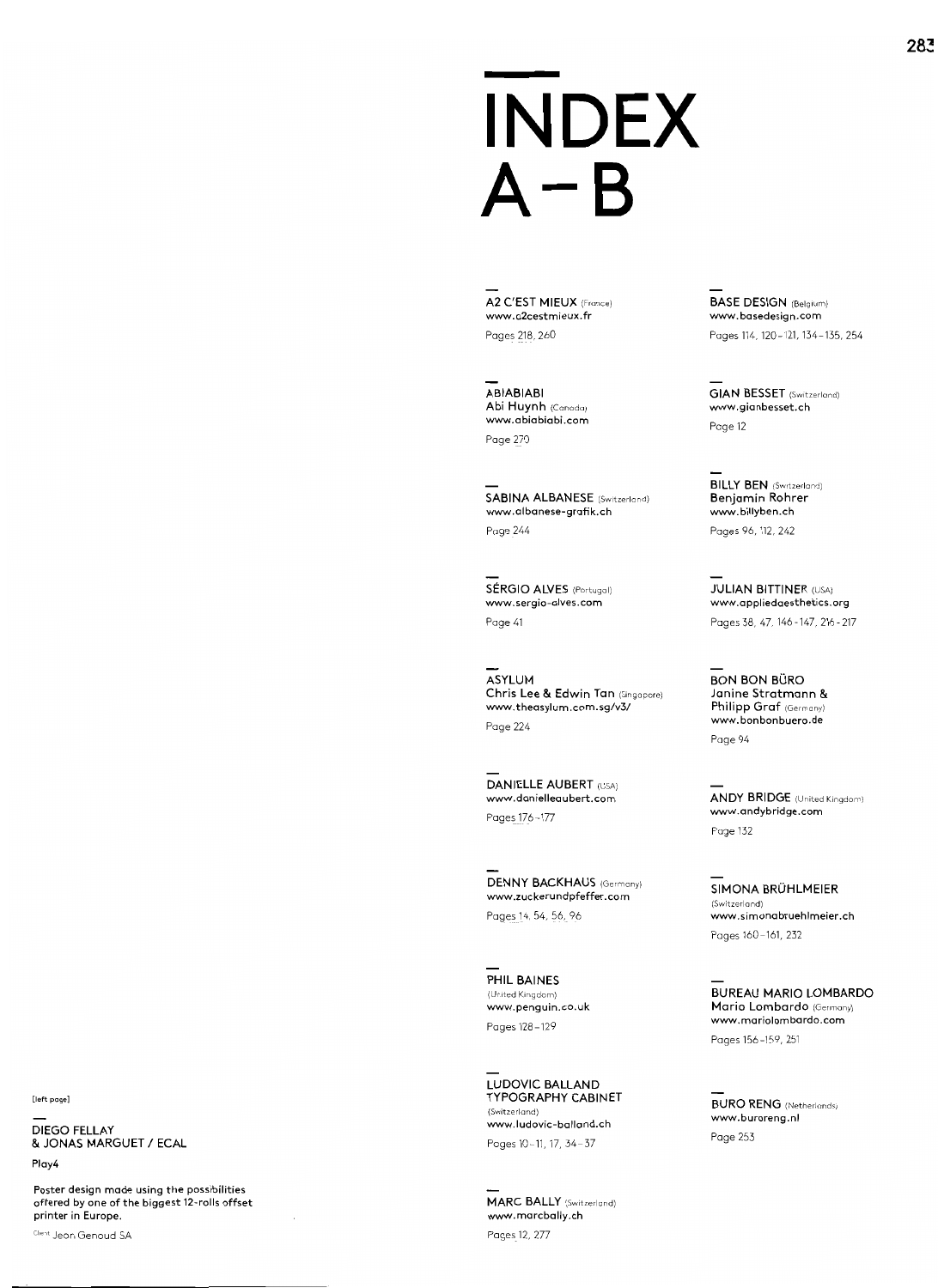# INDEX A–B

**A2 C'EST MIEUX** (France)
www.a2cestmieux.fr
Pages 218, 260

**ABIABIABI**
**Abi Huynh** (Canada)
www.abiabiabi.com
Page 270

**SABINA ALBANESE** (Switzerland)
www.albanese-grafik.ch
Page 244

**SÉRGIO ALVES** (Portugal)
www.sergio-alves.com
Page 41

**ASYLUM**
**Chris Lee & Edwin Tan** (Singapore)
www.theasylum.com.sg/v3/
Page 224

**DANIELLE AUBERT** (USA)
www.danielleaubert.com
Pages 176–177

**DENNY BACKHAUS** (Germany)
www.zuckerundpfeffer.com
Pages 14, 54, 56, 96

**PHIL BAINES**
(United Kingdom)
www.penguin.co.uk
Pages 128–129

**LUDOVIC BALLAND TYPOGRAPHY CABINET**
(Switzerland)
www.ludovic-balland.ch
Pages 10–11, 17, 34–37

**MARC BALLY** (Switzerland)
www.marcbally.ch
Pages 12, 277

**BASE DESIGN** (Belgium)
www.basedesign.com
Pages 114, 120–121, 134–135, 254

**GIAN BESSET** (Switzerland)
www.gianbesset.ch
Page 12

**BILLY BEN** (Switzerland)
**Benjamin Rohrer**
www.billyben.ch
Pages 96, 112, 242

**JULIAN BITTINER** (USA)
www.appliedaesthetics.org
Pages 38, 47, 146–147, 216–217

**BON BON BÜRO**
**Janine Stratmann & Philipp Graf** (Germany)
www.bonbonbuero.de
Page 94

**ANDY BRIDGE** (United Kingdom)
www.andybridge.com
Page 132

**SIMONA BRÜHLMEIER**
(Switzerland)
www.simonabruehlmeier.ch
Pages 160–161, 232

**BUREAU MARIO LOMBARDO**
**Mario Lombardo** (Germany)
www.mariolombardo.com
Pages 156–159, 251

**BURO RENG** (Netherlands)
www.buroreng.nl
Page 253

[left page]

**DIEGO FELLAY & JONAS MARGUET / ECAL**

Play4

Poster design made using the possibilities offered by one of the biggest 12-rolls offset printer in Europe.

Client Jean Genoud SA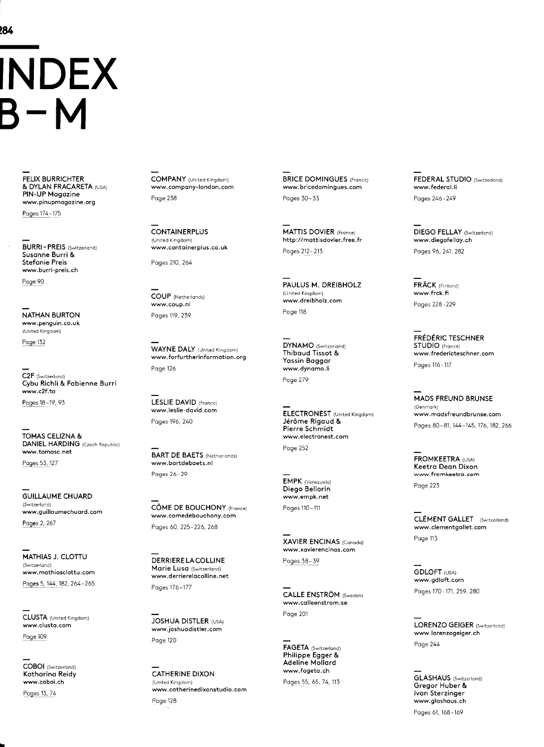# INDEX B – M

**FELIX BURRICHTER & DYLAN FRACARETA** (USA)
PIN-UP Magazine
www.pinupmagazine.org
Pages 174–175

**BURRI-PREIS** (Switzerland)
Susanne Burri & Stefanie Preis
www.burri-preis.ch
Page 90

**NATHAN BURTON**
www.penguin.co.uk
(United Kingdom)
Page 132

**C2F** (Switzerland)
Cybu Richli & Fabienne Burri
www.c2f.to
Pages 18–19, 93

**TOMAS CELIZNA & DANIEL HARDING** (Czech Republic)
www.tomasc.net
Pages 53, 127

**GUILLAUME CHUARD**
(Switzerland)
www.guillaumechuard.com
Pages 2, 267

**MATHIAS J. CLOTTU**
(Switzerland)
www.mathiasclottu.com
Pages 5, 144, 182, 264–265

**CLUSTA** (United Kingdom)
www.clusta.com
Page 109

**COBOI** (Switzerland)
Katharina Reidy
www.coboi.ch
Pages 13, 74

**COMPANY** (United Kingdom)
www.company-london.com
Page 238

**CONTAINERPLUS**
(United Kingdom)
www.containerplus.co.uk
Pages 210, 264

**COUP** (Netherlands)
www.coup.nl
Pages 119, 239

**WAYNE DALY** (United Kingdom)
www.forfurtherinformation.org
Page 126

**LESLIE DAVID** (France)
www.leslie-david.com
Pages 196, 240

**BART DE BAETS** (Netherlands)
www.bartdebaets.nl
Pages 26–29

**CÔME DE BOUCHONY** (France)
www.comedebouchony.com
Pages 60, 225–226, 268

**DERRIERE LA COLLINE**
Marie Lusa (Switzerland)
www.derrierelacolline.net
Pages 176–177

**JOSHUA DISTLER** (USA)
www.joshuadistler.com
Page 120

**CATHERINE DIXON**
(United Kingdom)
www.catherinedixonstudio.com
Page 128

**BRICE DOMINGUES** (France)
www.bricedomingues.com
Pages 30–33

**MATTIS DOVIER** (France)
http://mattisdovier.free.fr
Pages 212–213

**PAULUS M. DREIBHOLZ**
(United Kingdom)
www.dreibholz.com
Page 118

**DYNAMO** (Switzerland)
Thibaud Tissot & Yassin Baggar
www.dynamo.li
Page 279

**ELECTRONEST** (United Kingdom)
Jérôme Rigaud & Pierre Schmidt
www.electronest.com
Page 252

**EMPK** (Venezuela)
Diego Bellorin
www.empk.net
Pages 110–111

**XAVIER ENCINAS** (Canada)
www.xavierencinas.com
Pages 38–39

**CALLE ENSTRÖM** (Sweden)
www.calleenstrom.se
Page 201

**FAGETA** (Switzerland)
Philippe Egger & Adeline Mollard
www.fageta.ch
Pages 55, 65, 74, 113

**FEDERAL STUDIO** (Switzerland)
www.federal.li
Pages 246–249

**DIEGO FELLAY** (Switzerland)
www.diegofellay.ch
Pages 96, 241, 282

**FRÄCK** (Finland)
www.frck.fi
Pages 228–229

**FRÉDÉRIC TESCHNER STUDIO** (France)
www.fredericteschner.com
Pages 116–117

**MADS FREUND BRUNSE**
(Denmark)
www.madsfreundbrunse.com
Pages 80–81, 144–145, 176, 182, 266

**FROMKEETRA** (USA)
Keetra Dean Dixon
www.fromkeetra.com
Page 223

**CLÉMENT GALLET** (Switzerland)
www.clementgallet.com
Page 113

**GDLOFT** (USA)
www.gdloft.com
Pages 170–171, 259, 280

**LORENZO GEIGER** (Switzerland)
www.lorenzogeiger.ch
Page 244

**GLASHAUS** (Switzerland)
Gregor Huber & Ivan Sterzinger
www.glashaus.ch
Pages 61, 168–169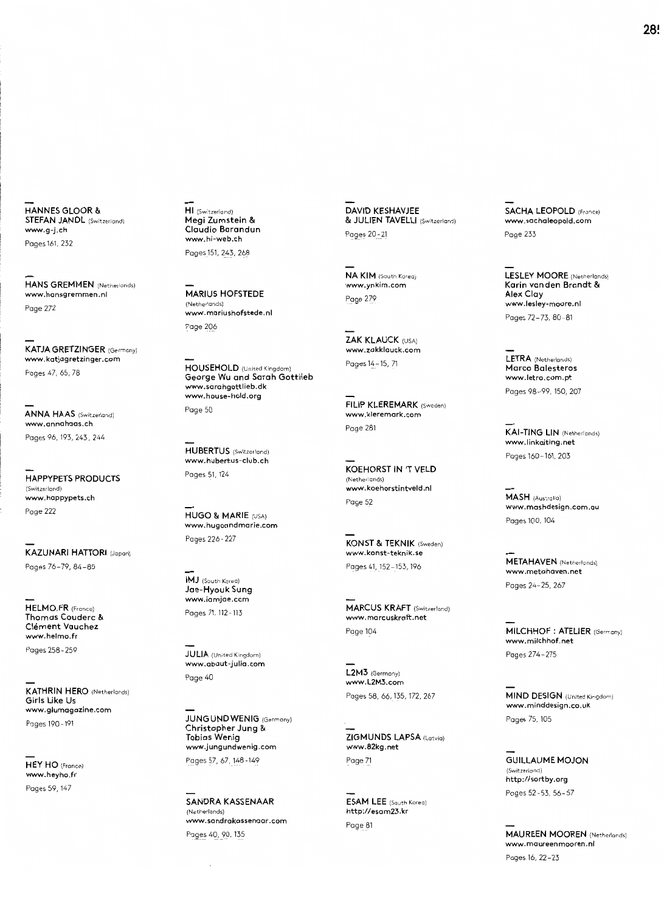**HANNES GLOOR & STEFAN JANDL** (Switzerland)
www.g-j.ch
Pages 161, 232

**HANS GREMMEN** (Netherlands)
www.hansgremmen.nl
Page 272

**KATJA GRETZINGER** (Germany)
www.katjagretzinger.com
Pages 47, 65, 78

**ANNA HAAS** (Switzerland)
www.annahaas.ch
Pages 96, 193, 243, 244

**HAPPYPETS PRODUCTS** (Switzerland)
www.happypets.ch
Page 222

**KAZUNARI HATTORI** (Japan)
Pages 76–79, 84–85

**HELMO.FR** (France)
Thomas Couderc & Clément Vauchez
www.helmo.fr
Pages 258–259

**KATHRIN HERO** (Netherlands)
Girls Like Us
www.glumagazine.com
Pages 190–191

**HEY HO** (France)
www.heyho.fr
Pages 59, 147

**HI** (Switzerland)
Megi Zumstein & Claudio Barandun
www.hi-web.ch
Pages 151, 243, 268

**MARIUS HOFSTEDE** (Netherlands)
www.mariushofstede.nl
Page 206

**HOUSEHOLD** (United Kingdom)
George Wu and Sarah Gottlieb
www.sarahgottlieb.dk
www.house-hold.org
Page 50

**HUBERTUS** (Switzerland)
www.hubertus-club.ch
Pages 51, 124

**HUGO & MARIE** (USA)
www.hugoandmarie.com
Pages 226–227

**IMJ** (South Korea)
Jae-Hyouk Sung
www.iamjae.com
Pages 71, 112–113

**JULIA** (United Kingdom)
www.about-julia.com
Page 40

**JUNG UND WENIG** (Germany)
Christopher Jung & Tobias Wenig
www.jungundwenig.com
Pages 57, 67, 148–149

**SANDRA KASSENAAR** (Netherlands)
www.sandrakassenaar.com
Pages 40, 90, 135

**DAVID KESHAVJEE & JULIEN TAVELLI** (Switzerland)
Pages 20–21

**NA KIM** (South Korea)
www.ynkim.com
Page 279

**ZAK KLAUCK** (USA)
www.zakklauck.com
Pages 14–15, 71

**FILIP KLEREMARK** (Sweden)
www.kleremark.com
Page 281

**KOEHORST IN 'T VELD** (Netherlands)
www.koehorstintveld.nl
Page 52

**KONST & TEKNIK** (Sweden)
www.konst-teknik.se
Pages 41, 152–153, 196

**MARCUS KRAFT** (Switzerland)
www.marcuskraft.net
Page 104

**L2M3** (Germany)
www.L2M3.com
Pages 58, 66, 135, 172, 267

**ZIGMUNDS LAPSA** (Latvia)
www.82kg.net
Page 71

**ESAM LEE** (South Korea)
http://esam23.kr
Page 81

**SACHA LEOPOLD** (France)
www.sachaleopold.com
Page 233

**LESLEY MOORE** (Netherlands)
Karin van den Brandt & Alex Clay
www.lesley-moore.nl
Pages 72–73, 80–81

**LETRA** (Netherlands)
Marco Balesteros
www.letra.com.pt
Pages 98–99, 150, 207

**KAI-TING LIN** (Netherlands)
www.linkaiting.net
Pages 160–161, 203

**MASH** (Australia)
www.mashdesign.com.au
Pages 100, 104

**METAHAVEN** (Netherlands)
www.metahaven.net
Pages 24–25, 267

**MILCHHOF : ATELIER** (Germany)
www.milchhof.net
Pages 274–275

**MIND DESIGN** (United Kingdom)
www.minddesign.co.uk
Pages 75, 105

**GUILLAUME MOJON** (Switzerland)
http://sortby.org
Pages 52–53, 56–57

**MAUREEN MOOREN** (Netherlands)
www.maureenmooren.nl
Pages 16, 22–23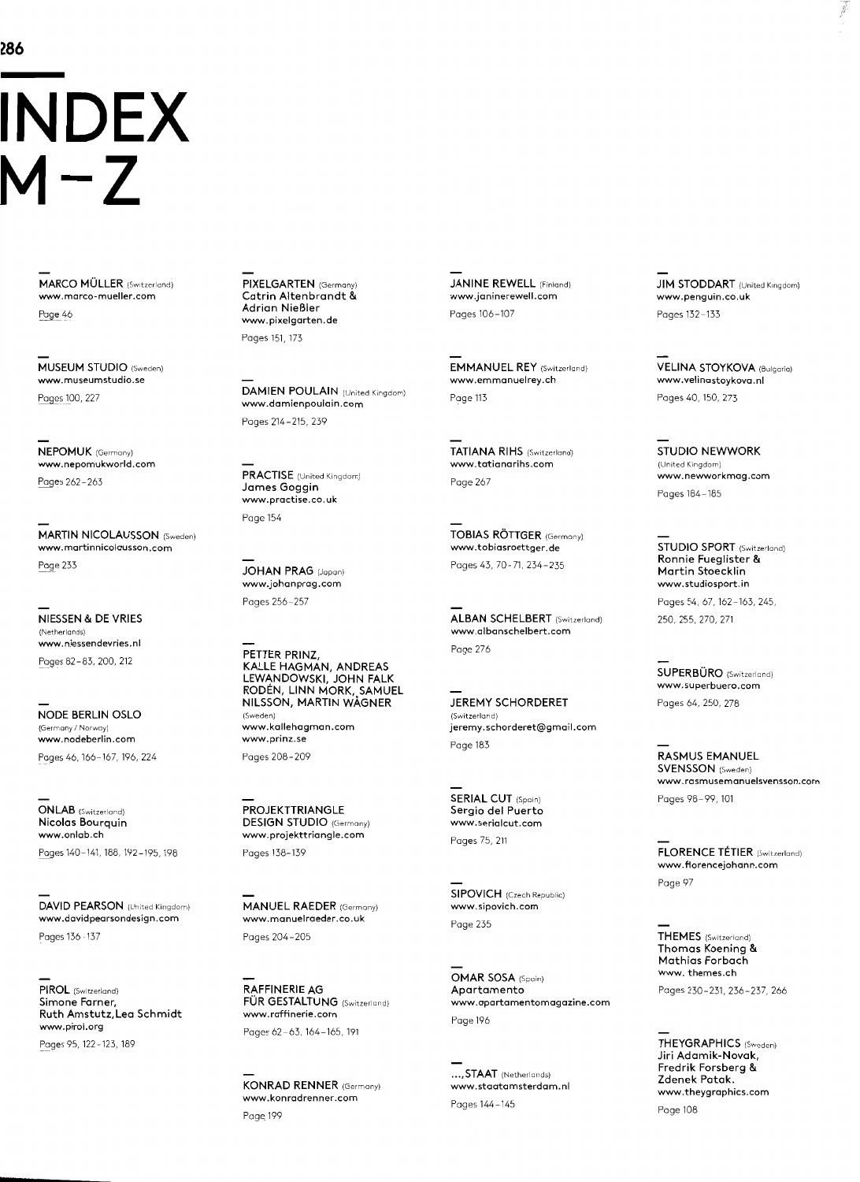# INDEX M–Z

**MARCO MÜLLER** (Switzerland)
www.marco-mueller.com
Page 46

**MUSEUM STUDIO** (Sweden)
www.museumstudio.se
Pages 100, 227

**NEPOMUK** (Germany)
www.nepomukworld.com
Pages 262–263

**MARTIN NICOLAUSSON** (Sweden)
www.martinnicolausson.com
Page 233

**NIESSEN & DE VRIES** (Netherlands)
www.niessendevries.nl
Pages 82–83, 200, 212

**NODE BERLIN OSLO** (Germany / Norway)
www.nodeberlin.com
Pages 46, 166–167, 196, 224

**ONLAB** (Switzerland)
Nicolas Bourquin
www.onlab.ch
Pages 140–141, 188, 192–195, 198

**DAVID PEARSON** (United Kingdom)
www.davidpearsondesign.com
Pages 136–137

**PIROL** (Switzerland)
Simone Farner,
Ruth Amstutz, Lea Schmidt
www.pirol.org
Pages 95, 122–123, 189

**PIXELGARTEN** (Germany)
Catrin Altenbrandt &
Adrian Nießler
www.pixelgarten.de
Pages 151, 173

**DAMIEN POULAIN** (United Kingdom)
www.damienpoulain.com
Pages 214–215, 239

**PRACTISE** (United Kingdom)
James Goggin
www.practise.co.uk
Page 154

**JOHAN PRAG** (Japan)
www.johanprag.com
Pages 256–257

**PETTER PRINZ, KALLE HAGMAN, ANDREAS LEWANDOWSKI, JOHN FALK RODÉN, LINN MORK, SAMUEL NILSSON, MARTIN WÅGNER** (Sweden)
www.kallehagman.com
www.prinz.se
Pages 208–209

**PROJEKTTRIANGLE DESIGN STUDIO** (Germany)
www.projekttriangle.com
Pages 138–139

**MANUEL RAEDER** (Germany)
www.manuelraeder.co.uk
Pages 204–205

**RAFFINERIE AG FÜR GESTALTUNG** (Switzerland)
www.raffinerie.com
Pages 62–63, 164–165, 191

**KONRAD RENNER** (Germany)
www.konradrenner.com
Page 199

**JANINE REWELL** (Finland)
www.janinerewell.com
Pages 106–107

**EMMANUEL REY** (Switzerland)
www.emmanuelrey.ch
Page 113

**TATIANA RIHS** (Switzerland)
www.tatianarihs.com
Page 267

**TOBIAS RÖTTGER** (Germany)
www.tobiasroettger.de
Pages 43, 70–71, 234–235

**ALBAN SCHELBERT** (Switzerland)
www.albanschelbert.com
Page 276

**JEREMY SCHORDERET** (Switzerland)
jeremy.schorderet@gmail.com
Page 183

**SERIAL CUT** (Spain)
Sergio del Puerto
www.serialcut.com
Pages 75, 211

**SIPOVICH** (Czech Republic)
www.sipovich.com
Page 235

**OMAR SOSA** (Spain)
Apartamento
www.apartamentomagazine.com
Page 196

**...,STAAT** (Netherlands)
www.staatamsterdam.nl
Pages 144–145

**JIM STODDART** (United Kingdom)
www.penguin.co.uk
Pages 132–133

**VELINA STOYKOVA** (Bulgaria)
www.velinastoykova.nl
Pages 40, 150, 273

**STUDIO NEWWORK** (United Kingdom)
www.newworkmag.com
Pages 184–185

**STUDIO SPORT** (Switzerland)
Ronnie Fueglister &
Martin Stoecklin
www.studiosport.in
Pages 54, 67, 162–163, 245, 250, 255, 270, 271

**SUPERBÜRO** (Switzerland)
www.superbuero.com
Pages 64, 250, 278

**RASMUS EMANUEL SVENSSON** (Sweden)
www.rasmusemanuelsvensson.com
Pages 98–99, 101

**FLORENCE TÉTIER** (Switzerland)
www.florencejohann.com
Page 97

**THEMES** (Switzerland)
Thomas Koening &
Mathias Forbach
www. themes.ch
Pages 230–231, 236–237, 266

**THEYGRAPHICS** (Sweden)
Jiri Adamik-Novak,
Fredrik Forsberg &
Zdenek Potak.
www.theygraphics.com
Page 108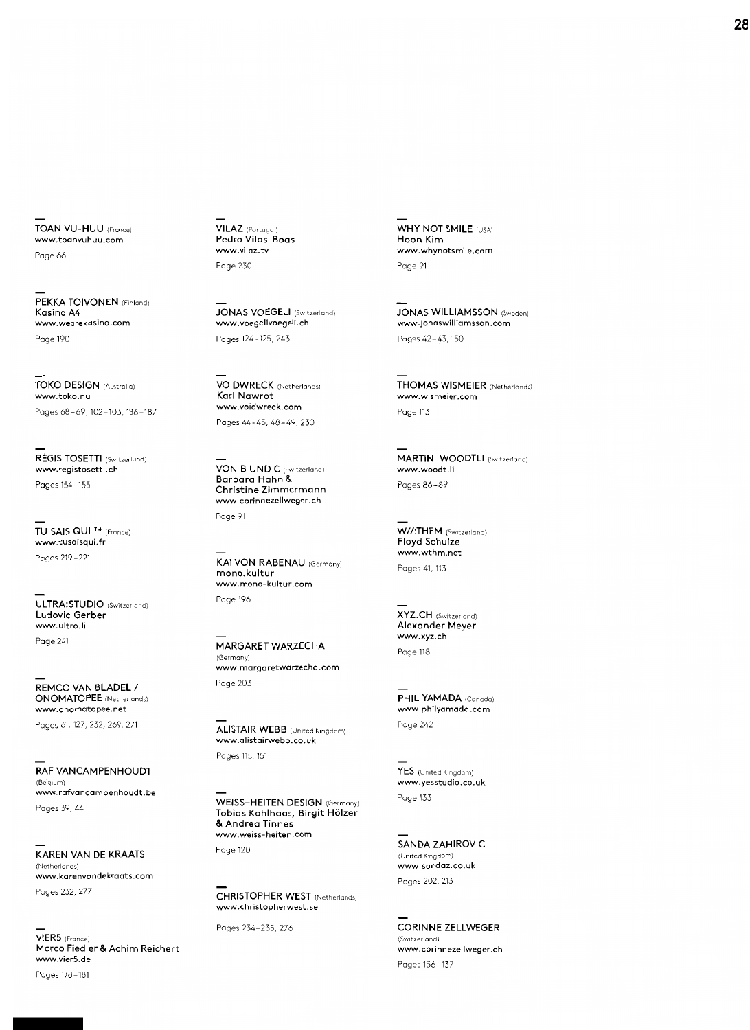**TOAN VU-HUU** (France)
www.toanvuhuu.com
Page 66

**PEKKA TOIVONEN** (Finland)
Kasino A4
www.wearekasino.com
Page 190

**TOKO DESIGN** (Australia)
www.toko.nu
Pages 68–69, 102–103, 186–187

**RÉGIS TOSETTI** (Switzerland)
www.registosetti.ch
Pages 154–155

**TU SAIS QUI ™** (France)
www.tusaisqui.fr
Pages 219–221

**ULTRA:STUDIO** (Switzerland)
Ludovic Gerber
www.ultra.li
Page 241

**REMCO VAN BLADEL / ONOMATOPEE** (Netherlands)
www.onomatopee.net
Pages 61, 127, 232, 269, 271

**RAF VANCAMPENHOUDT** (Belgium)
www.rafvancampenhoudt.be
Pages 39, 44

**KAREN VAN DE KRAATS** (Netherlands)
www.karenvandekraats.com
Pages 232, 277

**VIER5** (France)
Marco Fiedler & Achim Reichert
www.vier5.de
Pages 178–181

**VILAZ** (Portugal)
Pedro Vilas-Boas
www.vilaz.tv
Page 230

**JONAS VOEGELI** (Switzerland)
www.voegelivoegeli.ch
Pages 124-125, 243

**VOIDWRECK** (Netherlands)
Karl Nawrot
www.voidwreck.com
Pages 44-45, 48–49, 230

**VON B UND C** (Switzerland)
Barbara Hahn & Christine Zimmermann
www.corinnezellweger.ch
Page 91

**KAI VON RABENAU** (Germany)
mono.kultur
www.mono-kultur.com
Page 196

**MARGARET WARZECHA** (Germany)
www.margaretwarzecha.com
Page 203

**ALISTAIR WEBB** (United Kingdom)
www.alistairwebb.co.uk
Pages 115, 151

**WEISS-HEITEN DESIGN** (Germany)
Tobias Kohlhaas, Birgit Hölzer & Andrea Tinnes
www.weiss-heiten.com
Page 120

**CHRISTOPHER WEST** (Netherlands)
www.christopherwest.se
Pages 234–235, 276

**WHY NOT SMILE** (USA)
Hoon Kim
www.whynotsmile.com
Page 91

**JONAS WILLIAMSSON** (Sweden)
www.jonaswilliamsson.com
Pages 42–43, 150

**THOMAS WISMEIER** (Netherlands)
www.wismeier.com
Page 113

**MARTIN WOODTLI** (Switzerland)
www.woodt.li
Pages 86–89

**W//:THEM** (Switzerland)
Floyd Schulze
www.wthm.net
Pages 41, 113

**XYZ.CH** (Switzerland)
Alexander Meyer
www.xyz.ch
Page 118

**PHIL YAMADA** (Canada)
www.philyamada.com
Page 242

**YES** (United Kingdom)
www.yesstudio.co.uk
Page 133

**SANDA ZAHIROVIC** (United Kingdom)
www.sandaz.co.uk
Pages 202, 213

**CORINNE ZELLWEGER** (Switzerland)
www.corinnezellweger.ch
Pages 136–137